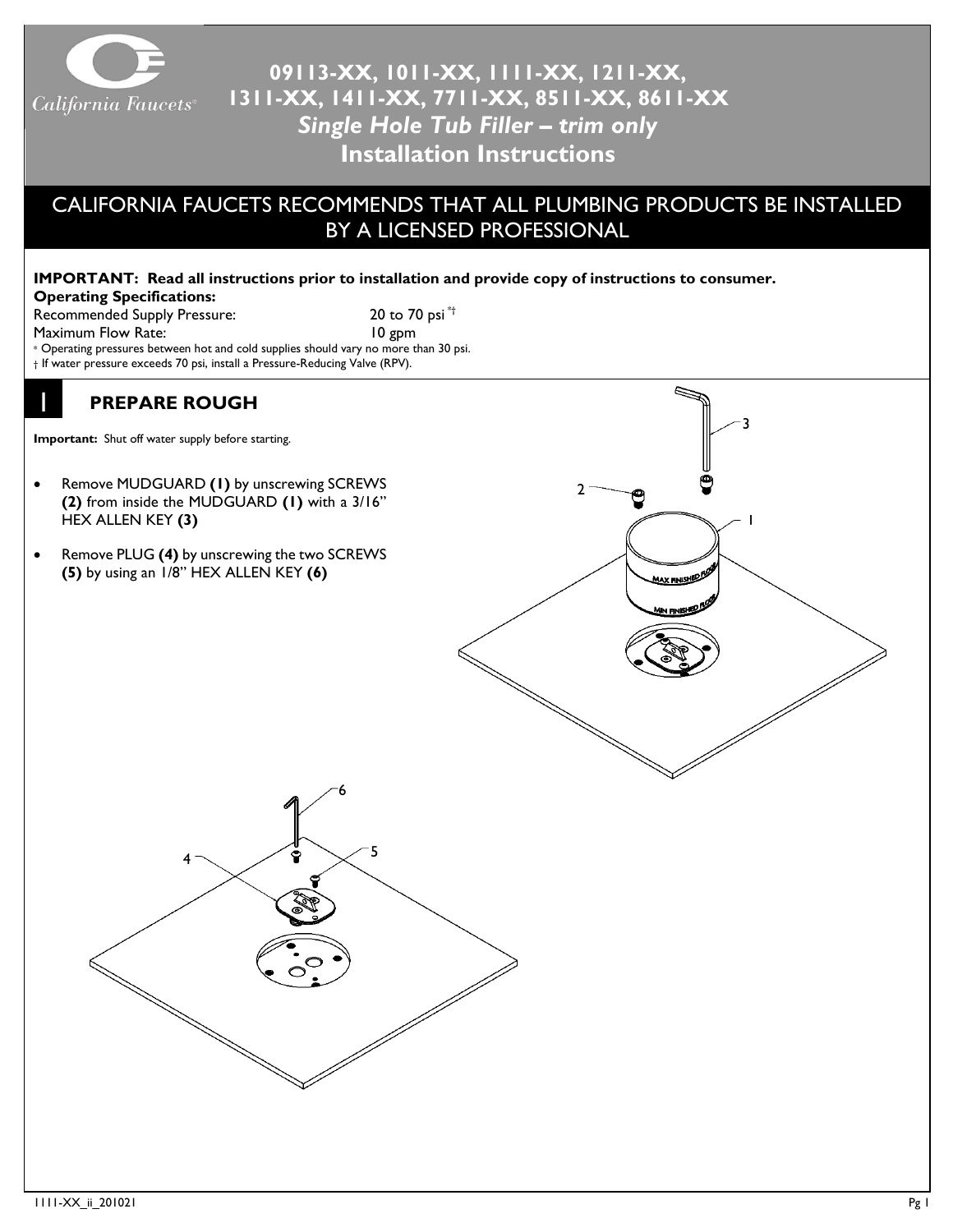# 09113-XX, 1011-XX, 1111-XX, 1211-XX, 1311-XX, 1411-XX, 7711-XX, 8511-XX, 8611-XX

## *Single Hole Tub Filler – trim only*

## Installation Instructions

CALIFORNIA FAUCETS RECOMMENDS THAT ALL PLUMBING PRODUCTS BE INSTALLED BY A LICENSED PROFESSIONAL

**IMPORTANT: Read all instructions prior to installation and provide copy of instructions to consumer.**

**Operating Specifications:**

| | |
|---|---|
| Recommended Supply Pressure: | 20 to 70 psi *† |
| Maximum Flow Rate: | 10 gpm |

\* Operating pressures between hot and cold supplies should vary no more than 30 psi.

† If water pressure exceeds 70 psi, install a Pressure-Reducing Valve (RPV).

## 1 PREPARE ROUGH

**Important:** Shut off water supply before starting.

- Remove MUDGUARD **(1)** by unscrewing SCREWS **(2)** from inside the MUDGUARD **(1)** with a 3/16" HEX ALLEN KEY **(3)**
- Remove PLUG **(4)** by unscrewing the two SCREWS **(5)** by using an 1/8" HEX ALLEN KEY **(6)**

MAX FINISHED FLOOR

MIN FINISHED FLOOR

1111-XX_ii_201021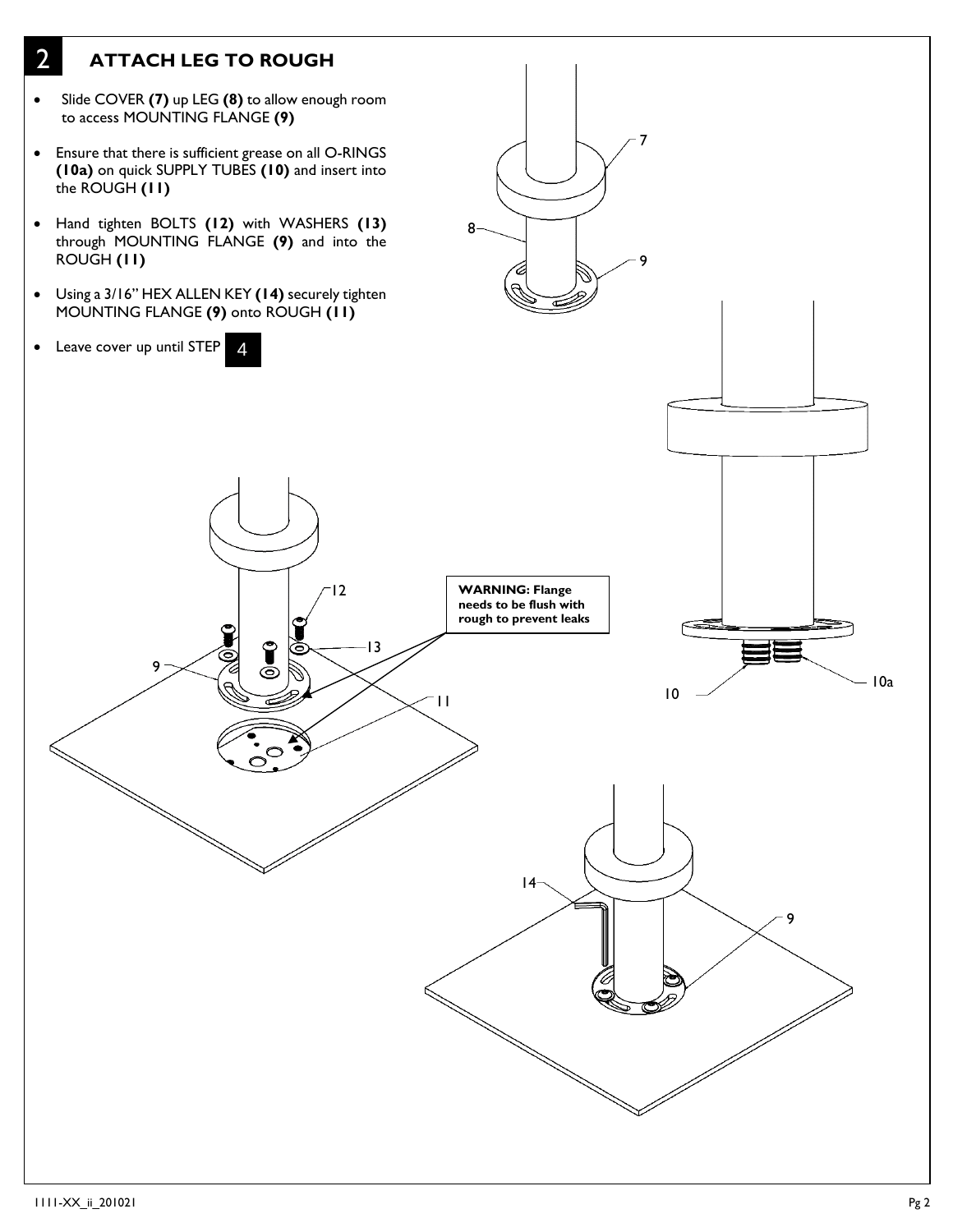## 2 ATTACH LEG TO ROUGH

- Slide COVER **(7)** up LEG **(8)** to allow enough room to access MOUNTING FLANGE **(9)**
- Ensure that there is sufficient grease on all O-RINGS **(10a)** on quick SUPPLY TUBES **(10)** and insert into the ROUGH **(11)**
- Hand tighten BOLTS **(12)** with WASHERS **(13)** through MOUNTING FLANGE **(9)** and into the ROUGH **(11)**
- Using a 3/16" HEX ALLEN KEY **(14)** securely tighten MOUNTING FLANGE **(9)** onto ROUGH **(11)**
- Leave cover up until STEP 4

**WARNING: Flange needs to be flush with rough to prevent leaks**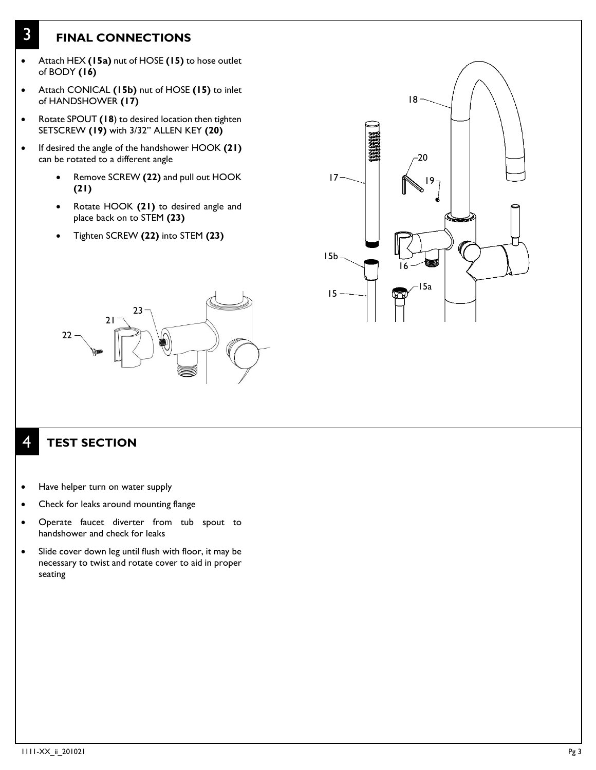## 3 FINAL CONNECTIONS

- Attach HEX **(15a)** nut of HOSE **(15)** to hose outlet of BODY **(16)**
- Attach CONICAL **(15b)** nut of HOSE **(15)** to inlet of HANDSHOWER **(17)**
- Rotate SPOUT **(18)** to desired location then tighten SETSCREW **(19)** with 3/32" ALLEN KEY **(20)**
- If desired the angle of the handshower HOOK **(21)** can be rotated to a different angle
    - Remove SCREW **(22)** and pull out HOOK **(21)**
    - Rotate HOOK **(21)** to desired angle and place back on to STEM **(23)**
    - Tighten SCREW **(22)** into STEM **(23)**

## 4 TEST SECTION

- Have helper turn on water supply
- Check for leaks around mounting flange
- Operate faucet diverter from tub spout to handshower and check for leaks
- Slide cover down leg until flush with floor, it may be necessary to twist and rotate cover to aid in proper seating

1111-XX_ii_201021